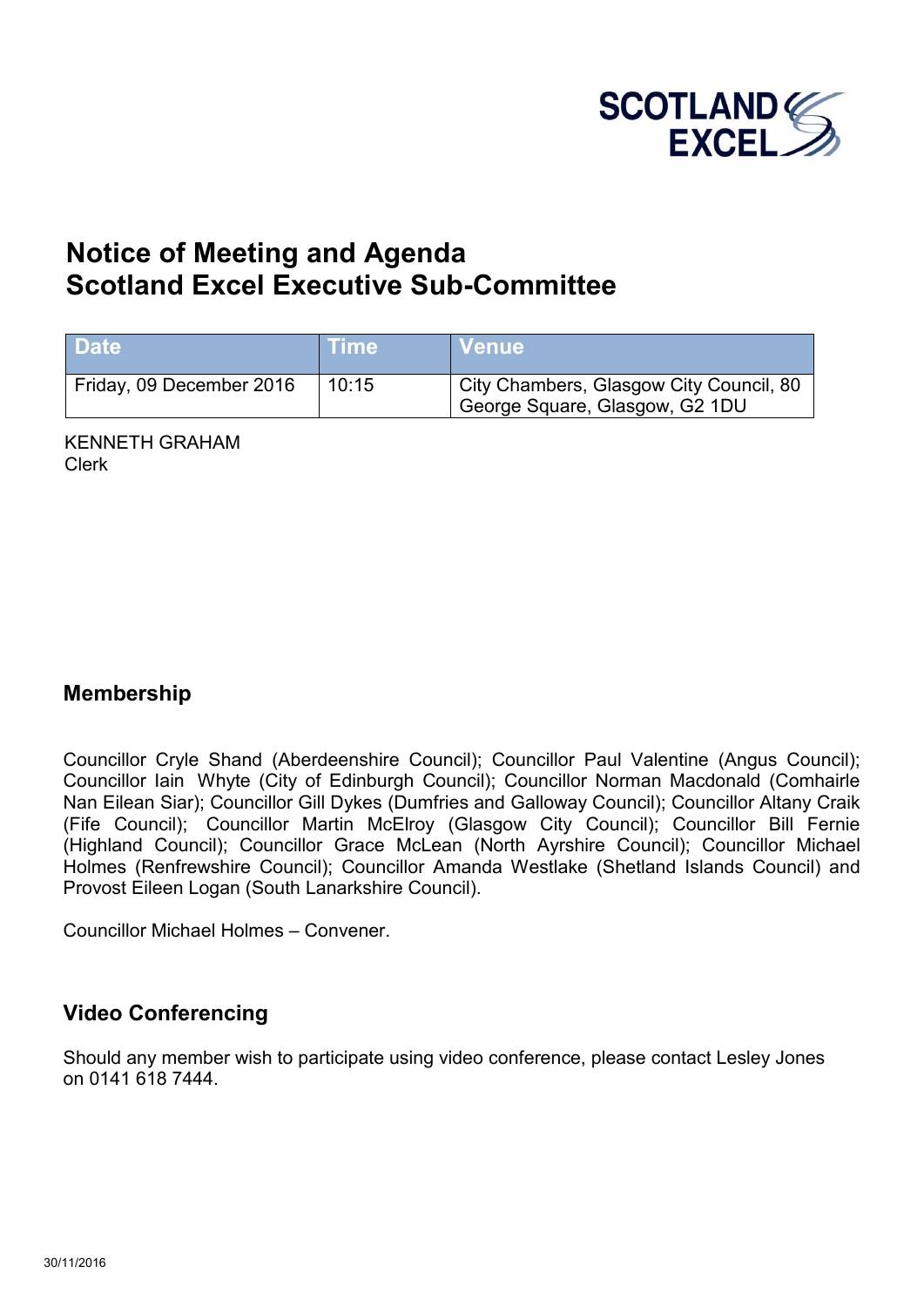SCOTLAND EXCEL

# Notice of Meeting and Agenda
# Scotland Excel Executive Sub-Committee

| Date | Time | Venue |
| --- | --- | --- |
| Friday, 09 December 2016 | 10:15 | City Chambers, Glasgow City Council, 80 George Square, Glasgow, G2 1DU |

KENNETH GRAHAM
Clerk

## Membership

Councillor Cryle Shand (Aberdeenshire Council); Councillor Paul Valentine (Angus Council); Councillor Iain Whyte (City of Edinburgh Council); Councillor Norman Macdonald (Comhairle Nan Eilean Siar); Councillor Gill Dykes (Dumfries and Galloway Council); Councillor Altany Craik (Fife Council); Councillor Martin McElroy (Glasgow City Council); Councillor Bill Fernie (Highland Council); Councillor Grace McLean (North Ayrshire Council); Councillor Michael Holmes (Renfrewshire Council); Councillor Amanda Westlake (Shetland Islands Council) and Provost Eileen Logan (South Lanarkshire Council).

Councillor Michael Holmes – Convener.

## Video Conferencing

Should any member wish to participate using video conference, please contact Lesley Jones on 0141 618 7444.

30/11/2016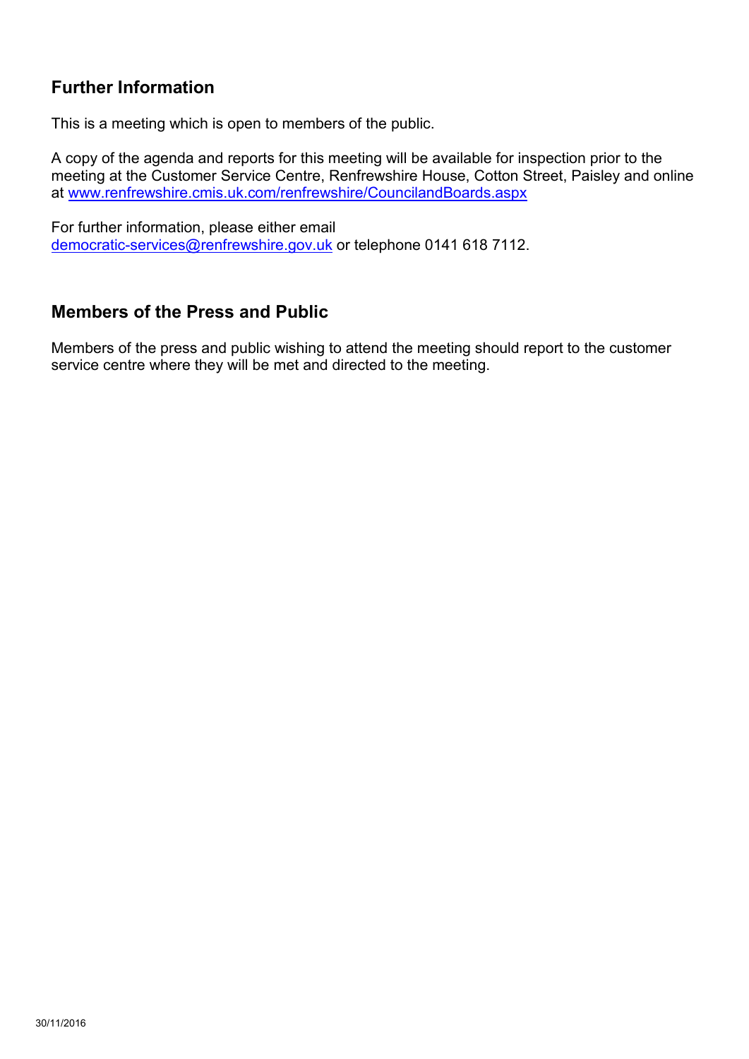## Further Information

This is a meeting which is open to members of the public.

A copy of the agenda and reports for this meeting will be available for inspection prior to the meeting at the Customer Service Centre, Renfrewshire House, Cotton Street, Paisley and online at www.renfrewshire.cmis.uk.com/renfrewshire/CouncilandBoards.aspx

For further information, please either email democratic-services@renfrewshire.gov.uk or telephone 0141 618 7112.

## Members of the Press and Public

Members of the press and public wishing to attend the meeting should report to the customer service centre where they will be met and directed to the meeting.

30/11/2016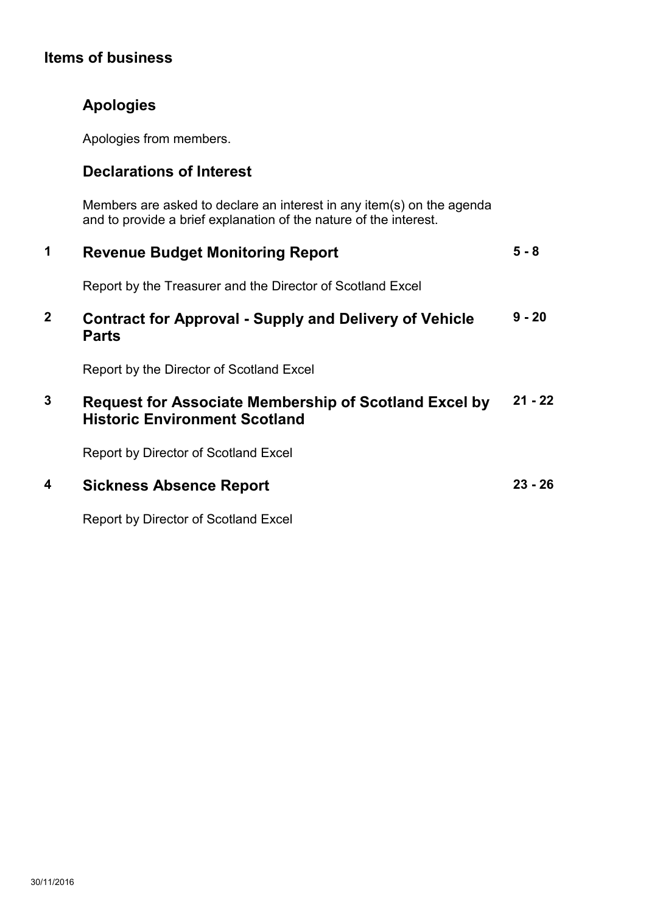## Items of business

### Apologies

Apologies from members.

### Declarations of Interest

Members are asked to declare an interest in any item(s) on the agenda and to provide a brief explanation of the nature of the interest.

| | | |
|---|---|---|
| **1** | **Revenue Budget Monitoring Report**<br>Report by the Treasurer and the Director of Scotland Excel | **5 - 8** |
| **2** | **Contract for Approval - Supply and Delivery of Vehicle Parts**<br>Report by the Director of Scotland Excel | **9 - 20** |
| **3** | **Request for Associate Membership of Scotland Excel by Historic Environment Scotland**<br>Report by Director of Scotland Excel | **21 - 22** |
| **4** | **Sickness Absence Report**<br>Report by Director of Scotland Excel | **23 - 26** |

30/11/2016